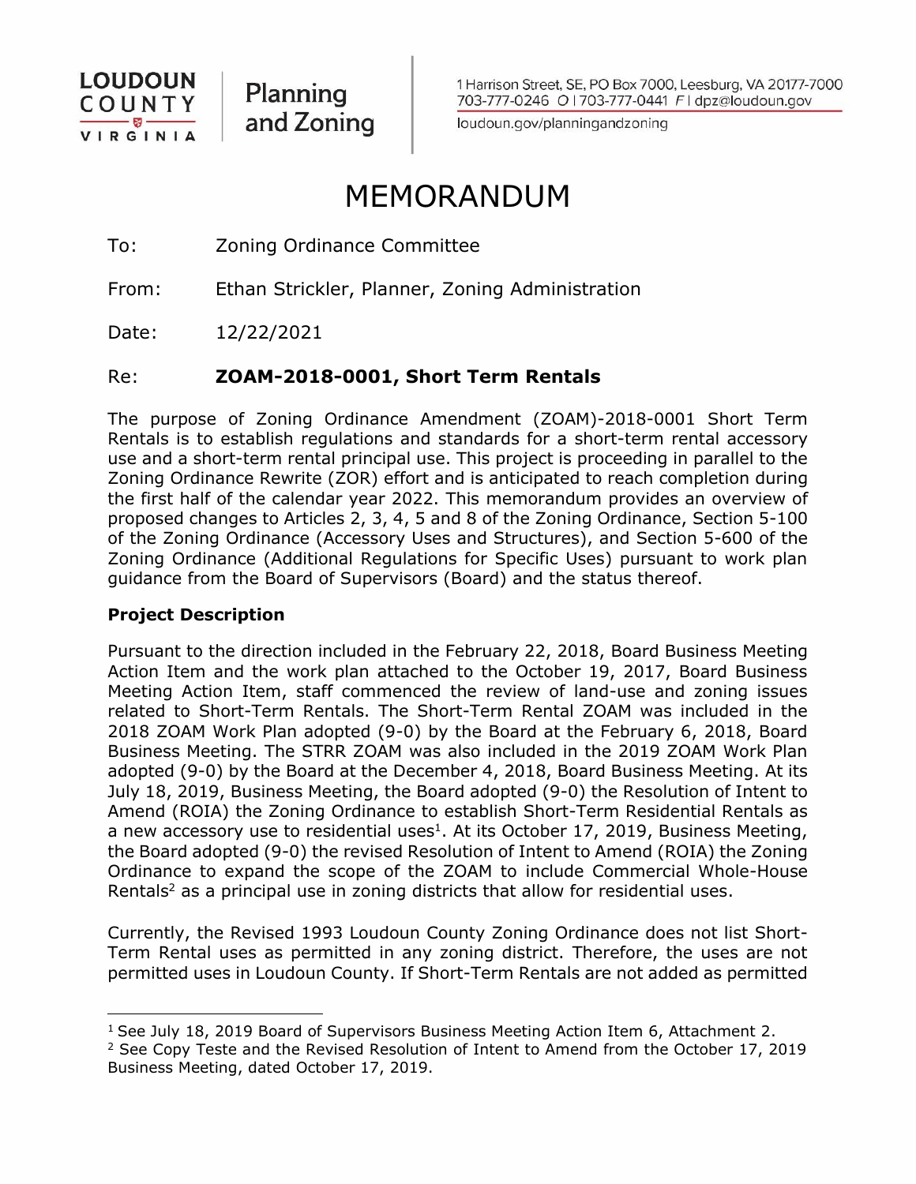LOUDOUN COUNTY VIRGINIA | Planning and Zoning

1 Harrison Street, SE, PO Box 7000, Leesburg, VA 20177-7000
703-777-0246 O | 703-777-0441 F | dpz@loudoun.gov
loudoun.gov/planningandzoning

# MEMORANDUM

To: Zoning Ordinance Committee

From: Ethan Strickler, Planner, Zoning Administration

Date: 12/22/2021

Re: **ZOAM-2018-0001, Short Term Rentals**

The purpose of Zoning Ordinance Amendment (ZOAM)-2018-0001 Short Term Rentals is to establish regulations and standards for a short-term rental accessory use and a short-term rental principal use. This project is proceeding in parallel to the Zoning Ordinance Rewrite (ZOR) effort and is anticipated to reach completion during the first half of the calendar year 2022. This memorandum provides an overview of proposed changes to Articles 2, 3, 4, 5 and 8 of the Zoning Ordinance, Section 5-100 of the Zoning Ordinance (Accessory Uses and Structures), and Section 5-600 of the Zoning Ordinance (Additional Regulations for Specific Uses) pursuant to work plan guidance from the Board of Supervisors (Board) and the status thereof.

**Project Description**

Pursuant to the direction included in the February 22, 2018, Board Business Meeting Action Item and the work plan attached to the October 19, 2017, Board Business Meeting Action Item, staff commenced the review of land-use and zoning issues related to Short-Term Rentals. The Short-Term Rental ZOAM was included in the 2018 ZOAM Work Plan adopted (9-0) by the Board at the February 6, 2018, Board Business Meeting. The STRR ZOAM was also included in the 2019 ZOAM Work Plan adopted (9-0) by the Board at the December 4, 2018, Board Business Meeting. At its July 18, 2019, Business Meeting, the Board adopted (9-0) the Resolution of Intent to Amend (ROIA) the Zoning Ordinance to establish Short-Term Residential Rentals as a new accessory use to residential uses[1]. At its October 17, 2019, Business Meeting, the Board adopted (9-0) the revised Resolution of Intent to Amend (ROIA) the Zoning Ordinance to expand the scope of the ZOAM to include Commercial Whole-House Rentals[2] as a principal use in zoning districts that allow for residential uses.

Currently, the Revised 1993 Loudoun County Zoning Ordinance does not list Short-Term Rental uses as permitted in any zoning district. Therefore, the uses are not permitted uses in Loudoun County. If Short-Term Rentals are not added as permitted

---

[1] See July 18, 2019 Board of Supervisors Business Meeting Action Item 6, Attachment 2.

[2] See Copy Teste and the Revised Resolution of Intent to Amend from the October 17, 2019 Business Meeting, dated October 17, 2019.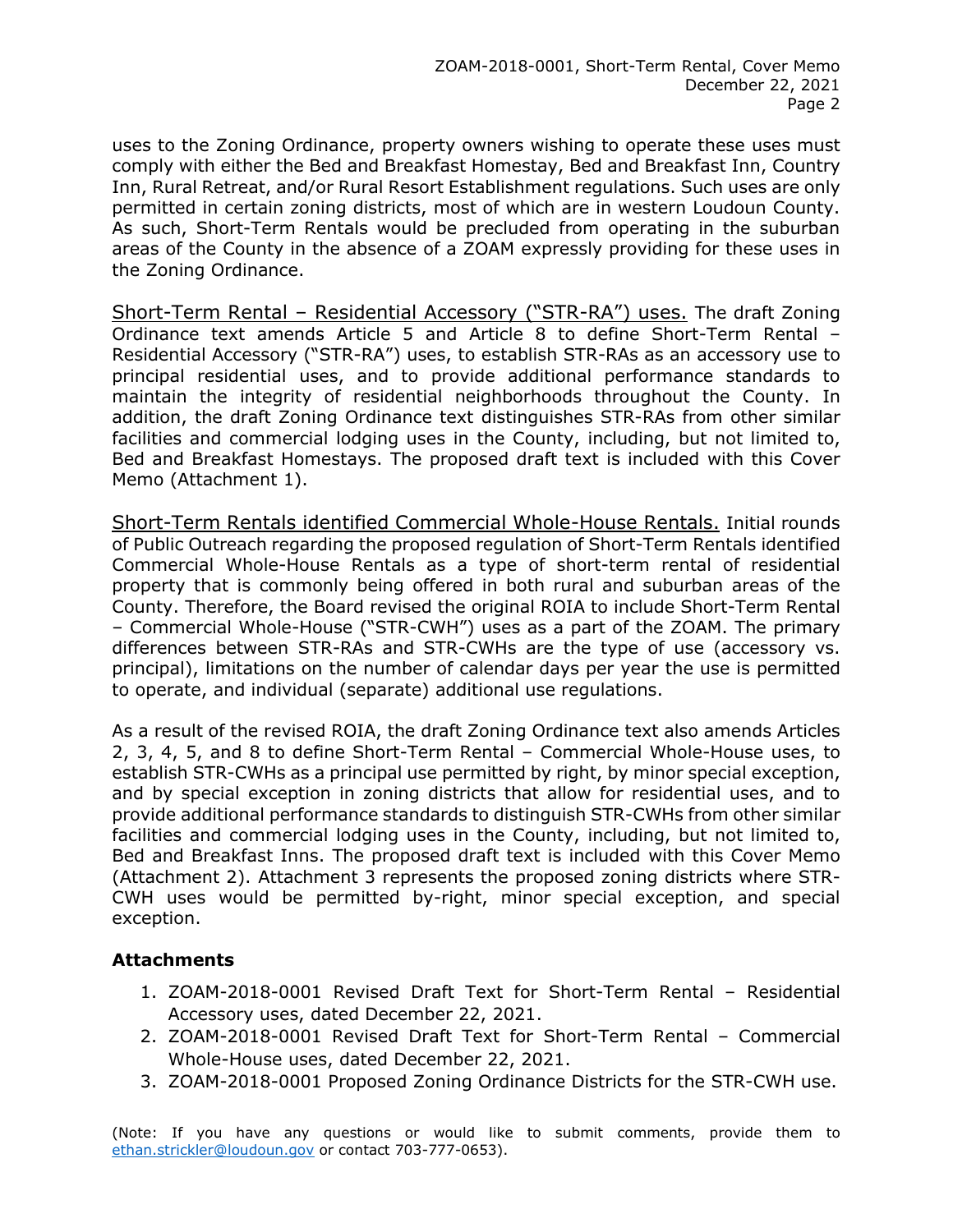uses to the Zoning Ordinance, property owners wishing to operate these uses must comply with either the Bed and Breakfast Homestay, Bed and Breakfast Inn, Country Inn, Rural Retreat, and/or Rural Resort Establishment regulations. Such uses are only permitted in certain zoning districts, most of which are in western Loudoun County. As such, Short-Term Rentals would be precluded from operating in the suburban areas of the County in the absence of a ZOAM expressly providing for these uses in the Zoning Ordinance.

<u>Short-Term Rental – Residential Accessory ("STR-RA") uses.</u> The draft Zoning Ordinance text amends Article 5 and Article 8 to define Short-Term Rental – Residential Accessory ("STR-RA") uses, to establish STR-RAs as an accessory use to principal residential uses, and to provide additional performance standards to maintain the integrity of residential neighborhoods throughout the County. In addition, the draft Zoning Ordinance text distinguishes STR-RAs from other similar facilities and commercial lodging uses in the County, including, but not limited to, Bed and Breakfast Homestays. The proposed draft text is included with this Cover Memo (Attachment 1).

<u>Short-Term Rentals identified Commercial Whole-House Rentals.</u> Initial rounds of Public Outreach regarding the proposed regulation of Short-Term Rentals identified Commercial Whole-House Rentals as a type of short-term rental of residential property that is commonly being offered in both rural and suburban areas of the County. Therefore, the Board revised the original ROIA to include Short-Term Rental – Commercial Whole-House ("STR-CWH") uses as a part of the ZOAM. The primary differences between STR-RAs and STR-CWHs are the type of use (accessory vs. principal), limitations on the number of calendar days per year the use is permitted to operate, and individual (separate) additional use regulations.

As a result of the revised ROIA, the draft Zoning Ordinance text also amends Articles 2, 3, 4, 5, and 8 to define Short-Term Rental – Commercial Whole-House uses, to establish STR-CWHs as a principal use permitted by right, by minor special exception, and by special exception in zoning districts that allow for residential uses, and to provide additional performance standards to distinguish STR-CWHs from other similar facilities and commercial lodging uses in the County, including, but not limited to, Bed and Breakfast Inns. The proposed draft text is included with this Cover Memo (Attachment 2). Attachment 3 represents the proposed zoning districts where STR-CWH uses would be permitted by-right, minor special exception, and special exception.

**Attachments**

1. ZOAM-2018-0001 Revised Draft Text for Short-Term Rental – Residential Accessory uses, dated December 22, 2021.
2. ZOAM-2018-0001 Revised Draft Text for Short-Term Rental – Commercial Whole-House uses, dated December 22, 2021.
3. ZOAM-2018-0001 Proposed Zoning Ordinance Districts for the STR-CWH use.

(Note: If you have any questions or would like to submit comments, provide them to ethan.strickler@loudoun.gov or contact 703-777-0653).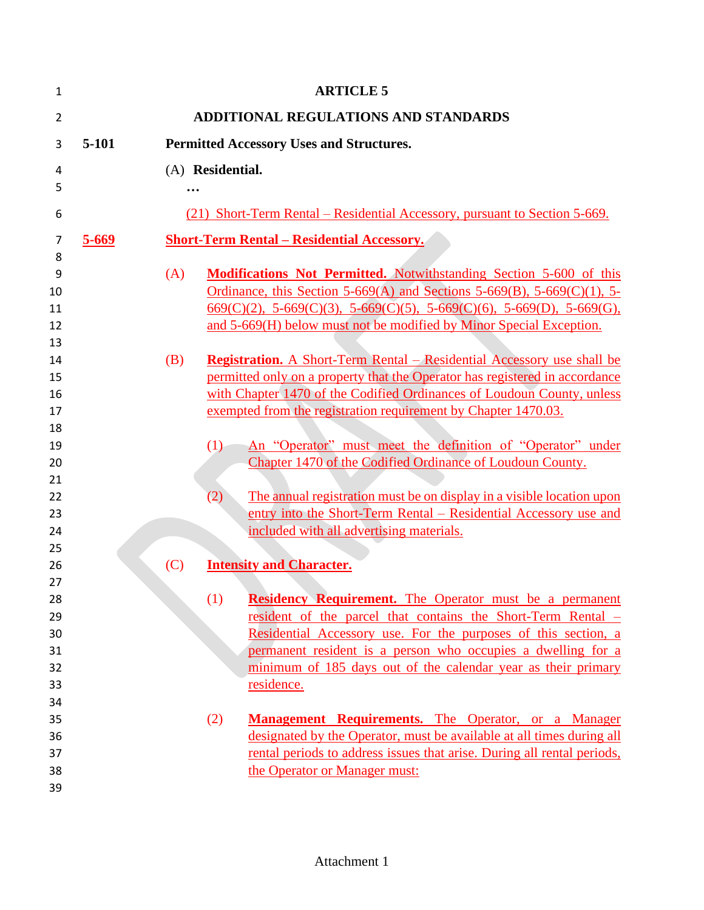# ARTICLE 5

## ADDITIONAL REGULATIONS AND STANDARDS

**5-101 Permitted Accessory Uses and Structures.**

(A) **Residential.**

**…**

(21) Short-Term Rental – Residential Accessory, pursuant to Section 5-669.

**5-669 Short-Term Rental – Residential Accessory.**

(A) **Modifications Not Permitted.** Notwithstanding Section 5-600 of this Ordinance, this Section 5-669(A) and Sections 5-669(B), 5-669(C)(1), 5-669(C)(2), 5-669(C)(3), 5-669(C)(5), 5-669(C)(6), 5-669(D), 5-669(G), and 5-669(H) below must not be modified by Minor Special Exception.

(B) **Registration.** A Short-Term Rental – Residential Accessory use shall be permitted only on a property that the Operator has registered in accordance with Chapter 1470 of the Codified Ordinances of Loudoun County, unless exempted from the registration requirement by Chapter 1470.03.

(1) An "Operator" must meet the definition of "Operator" under Chapter 1470 of the Codified Ordinance of Loudoun County.

(2) The annual registration must be on display in a visible location upon entry into the Short-Term Rental – Residential Accessory use and included with all advertising materials.

(C) **Intensity and Character.**

(1) **Residency Requirement.** The Operator must be a permanent resident of the parcel that contains the Short-Term Rental – Residential Accessory use. For the purposes of this section, a permanent resident is a person who occupies a dwelling for a minimum of 185 days out of the calendar year as their primary residence.

(2) **Management Requirements.** The Operator, or a Manager designated by the Operator, must be available at all times during all rental periods to address issues that arise. During all rental periods, the Operator or Manager must: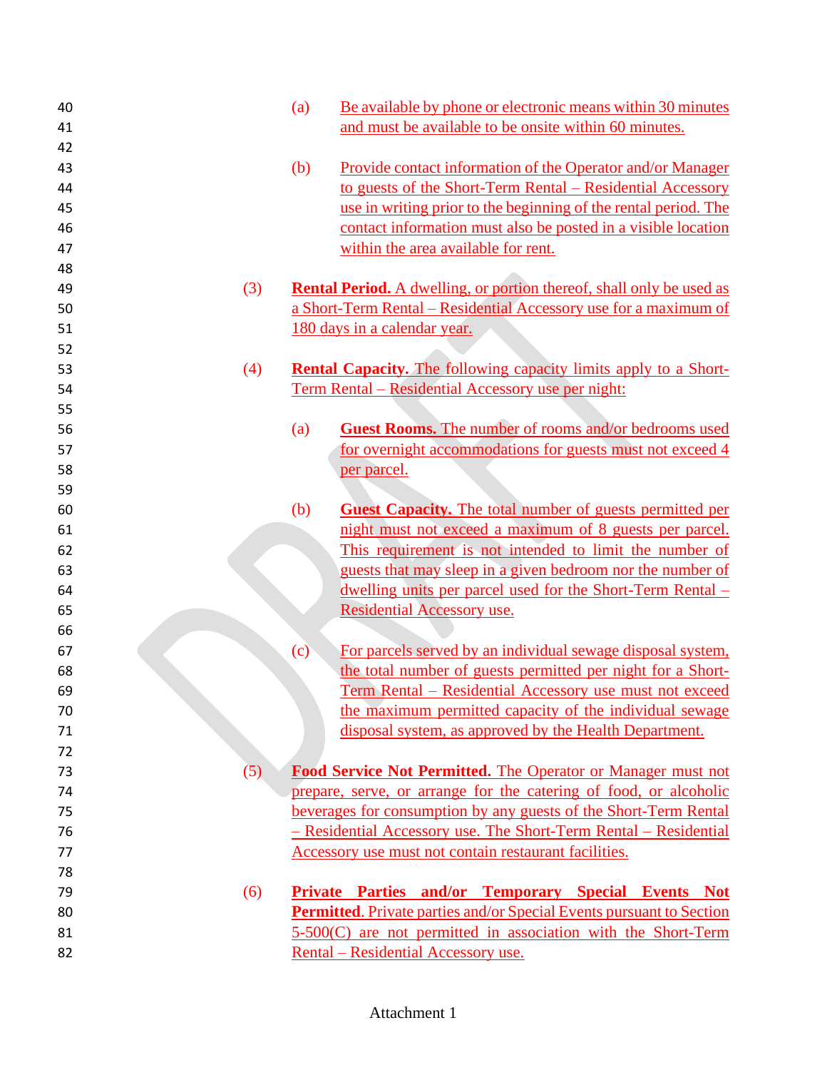(a) Be available by phone or electronic means within 30 minutes and must be available to be onsite within 60 minutes.

(b) Provide contact information of the Operator and/or Manager to guests of the Short-Term Rental – Residential Accessory use in writing prior to the beginning of the rental period. The contact information must also be posted in a visible location within the area available for rent.

(3) **Rental Period.** A dwelling, or portion thereof, shall only be used as a Short-Term Rental – Residential Accessory use for a maximum of 180 days in a calendar year.

(4) **Rental Capacity.** The following capacity limits apply to a Short-Term Rental – Residential Accessory use per night:

(a) **Guest Rooms.** The number of rooms and/or bedrooms used for overnight accommodations for guests must not exceed 4 per parcel.

(b) **Guest Capacity.** The total number of guests permitted per night must not exceed a maximum of 8 guests per parcel. This requirement is not intended to limit the number of guests that may sleep in a given bedroom nor the number of dwelling units per parcel used for the Short-Term Rental – Residential Accessory use.

(c) For parcels served by an individual sewage disposal system, the total number of guests permitted per night for a Short-Term Rental – Residential Accessory use must not exceed the maximum permitted capacity of the individual sewage disposal system, as approved by the Health Department.

(5) **Food Service Not Permitted.** The Operator or Manager must not prepare, serve, or arrange for the catering of food, or alcoholic beverages for consumption by any guests of the Short-Term Rental – Residential Accessory use. The Short-Term Rental – Residential Accessory use must not contain restaurant facilities.

(6) **Private Parties and/or Temporary Special Events Not Permitted**. Private parties and/or Special Events pursuant to Section 5-500(C) are not permitted in association with the Short-Term Rental – Residential Accessory use.

Attachment 1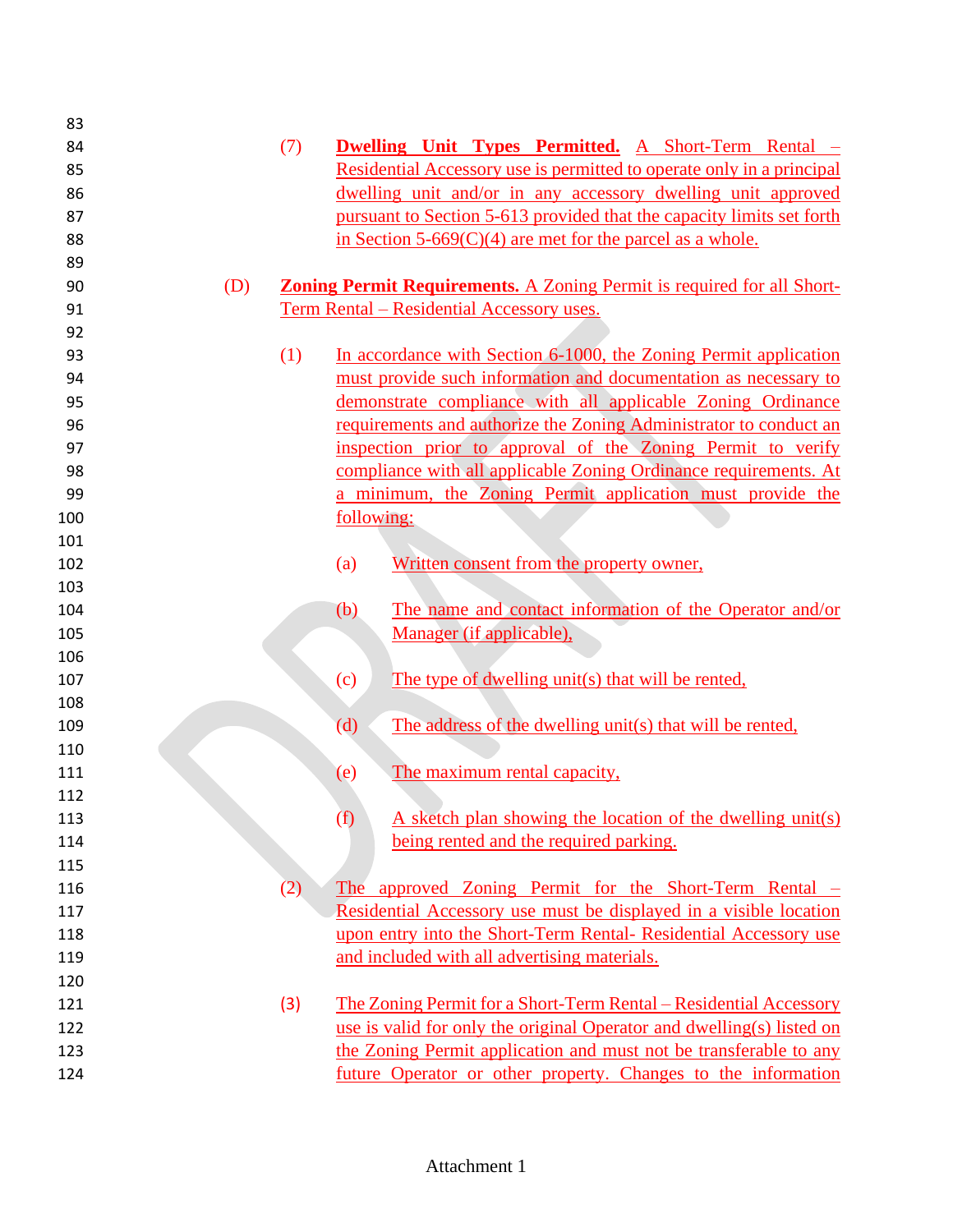(7) **Dwelling Unit Types Permitted.** A Short-Term Rental – Residential Accessory use is permitted to operate only in a principal dwelling unit and/or in any accessory dwelling unit approved pursuant to Section 5-613 provided that the capacity limits set forth in Section 5-669(C)(4) are met for the parcel as a whole.

(D) **Zoning Permit Requirements.** A Zoning Permit is required for all Short-Term Rental – Residential Accessory uses.

(1) In accordance with Section 6-1000, the Zoning Permit application must provide such information and documentation as necessary to demonstrate compliance with all applicable Zoning Ordinance requirements and authorize the Zoning Administrator to conduct an inspection prior to approval of the Zoning Permit to verify compliance with all applicable Zoning Ordinance requirements. At a minimum, the Zoning Permit application must provide the following:

(a) Written consent from the property owner,

(b) The name and contact information of the Operator and/or Manager (if applicable),

(c) The type of dwelling unit(s) that will be rented,

(d) The address of the dwelling unit(s) that will be rented,

(e) The maximum rental capacity,

(f) A sketch plan showing the location of the dwelling unit(s) being rented and the required parking.

(2) The approved Zoning Permit for the Short-Term Rental – Residential Accessory use must be displayed in a visible location upon entry into the Short-Term Rental- Residential Accessory use and included with all advertising materials.

(3) The Zoning Permit for a Short-Term Rental – Residential Accessory use is valid for only the original Operator and dwelling(s) listed on the Zoning Permit application and must not be transferable to any future Operator or other property. Changes to the information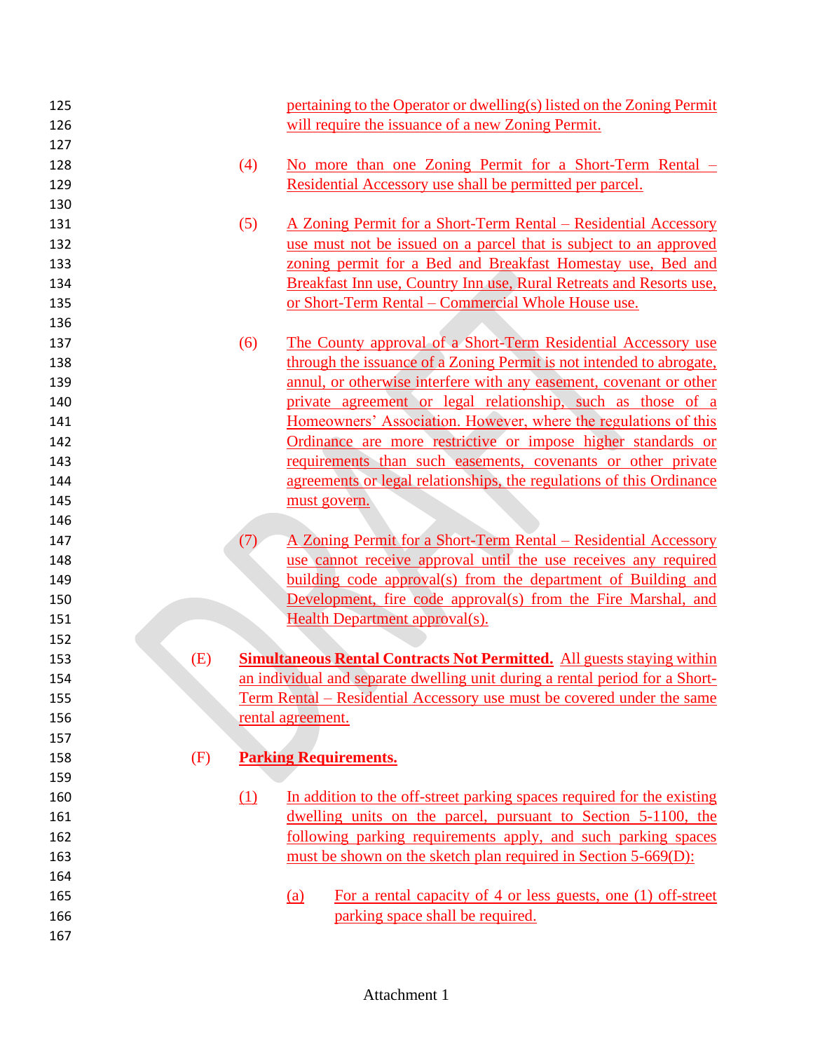pertaining to the Operator or dwelling(s) listed on the Zoning Permit will require the issuance of a new Zoning Permit.

(4) No more than one Zoning Permit for a Short-Term Rental – Residential Accessory use shall be permitted per parcel.

(5) A Zoning Permit for a Short-Term Rental – Residential Accessory use must not be issued on a parcel that is subject to an approved zoning permit for a Bed and Breakfast Homestay use, Bed and Breakfast Inn use, Country Inn use, Rural Retreats and Resorts use, or Short-Term Rental – Commercial Whole House use.

(6) The County approval of a Short-Term Residential Accessory use through the issuance of a Zoning Permit is not intended to abrogate, annul, or otherwise interfere with any easement, covenant or other private agreement or legal relationship, such as those of a Homeowners' Association. However, where the regulations of this Ordinance are more restrictive or impose higher standards or requirements than such easements, covenants or other private agreements or legal relationships, the regulations of this Ordinance must govern.

(7) A Zoning Permit for a Short-Term Rental – Residential Accessory use cannot receive approval until the use receives any required building code approval(s) from the department of Building and Development, fire code approval(s) from the Fire Marshal, and Health Department approval(s).

(E) **Simultaneous Rental Contracts Not Permitted.** All guests staying within an individual and separate dwelling unit during a rental period for a Short-Term Rental – Residential Accessory use must be covered under the same rental agreement.

(F) **Parking Requirements.**

(1) In addition to the off-street parking spaces required for the existing dwelling units on the parcel, pursuant to Section 5-1100, the following parking requirements apply, and such parking spaces must be shown on the sketch plan required in Section 5-669(D):

(a) For a rental capacity of 4 or less guests, one (1) off-street parking space shall be required.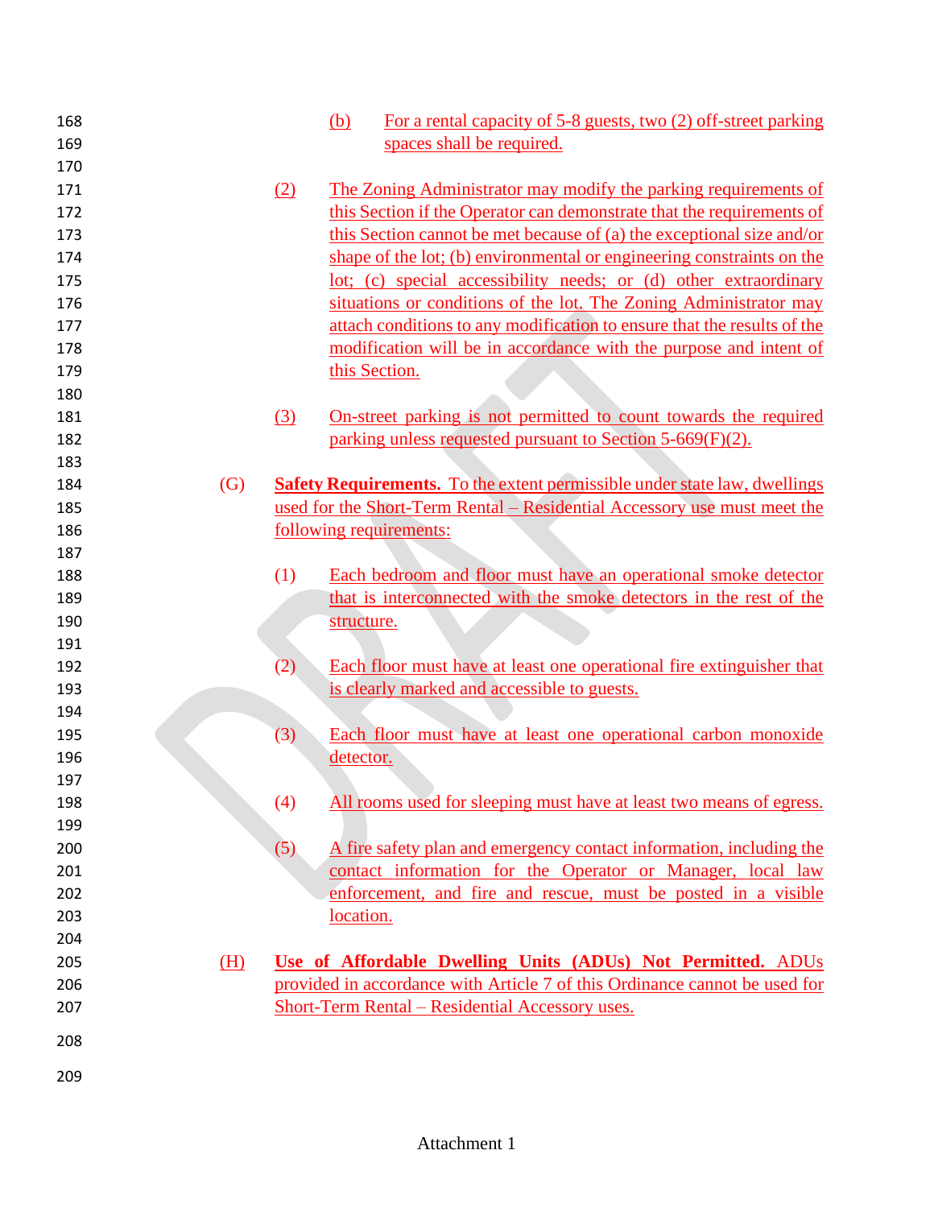(b) For a rental capacity of 5-8 guests, two (2) off-street parking spaces shall be required.

(2) The Zoning Administrator may modify the parking requirements of this Section if the Operator can demonstrate that the requirements of this Section cannot be met because of (a) the exceptional size and/or shape of the lot; (b) environmental or engineering constraints on the lot; (c) special accessibility needs; or (d) other extraordinary situations or conditions of the lot. The Zoning Administrator may attach conditions to any modification to ensure that the results of the modification will be in accordance with the purpose and intent of this Section.

(3) On-street parking is not permitted to count towards the required parking unless requested pursuant to Section 5-669(F)(2).

(G) **Safety Requirements.** To the extent permissible under state law, dwellings used for the Short-Term Rental – Residential Accessory use must meet the following requirements:

(1) Each bedroom and floor must have an operational smoke detector that is interconnected with the smoke detectors in the rest of the structure.

(2) Each floor must have at least one operational fire extinguisher that is clearly marked and accessible to guests.

(3) Each floor must have at least one operational carbon monoxide detector.

(4) All rooms used for sleeping must have at least two means of egress.

(5) A fire safety plan and emergency contact information, including the contact information for the Operator or Manager, local law enforcement, and fire and rescue, must be posted in a visible location.

(H) **Use of Affordable Dwelling Units (ADUs) Not Permitted.** ADUs provided in accordance with Article 7 of this Ordinance cannot be used for Short-Term Rental – Residential Accessory uses.

Attachment 1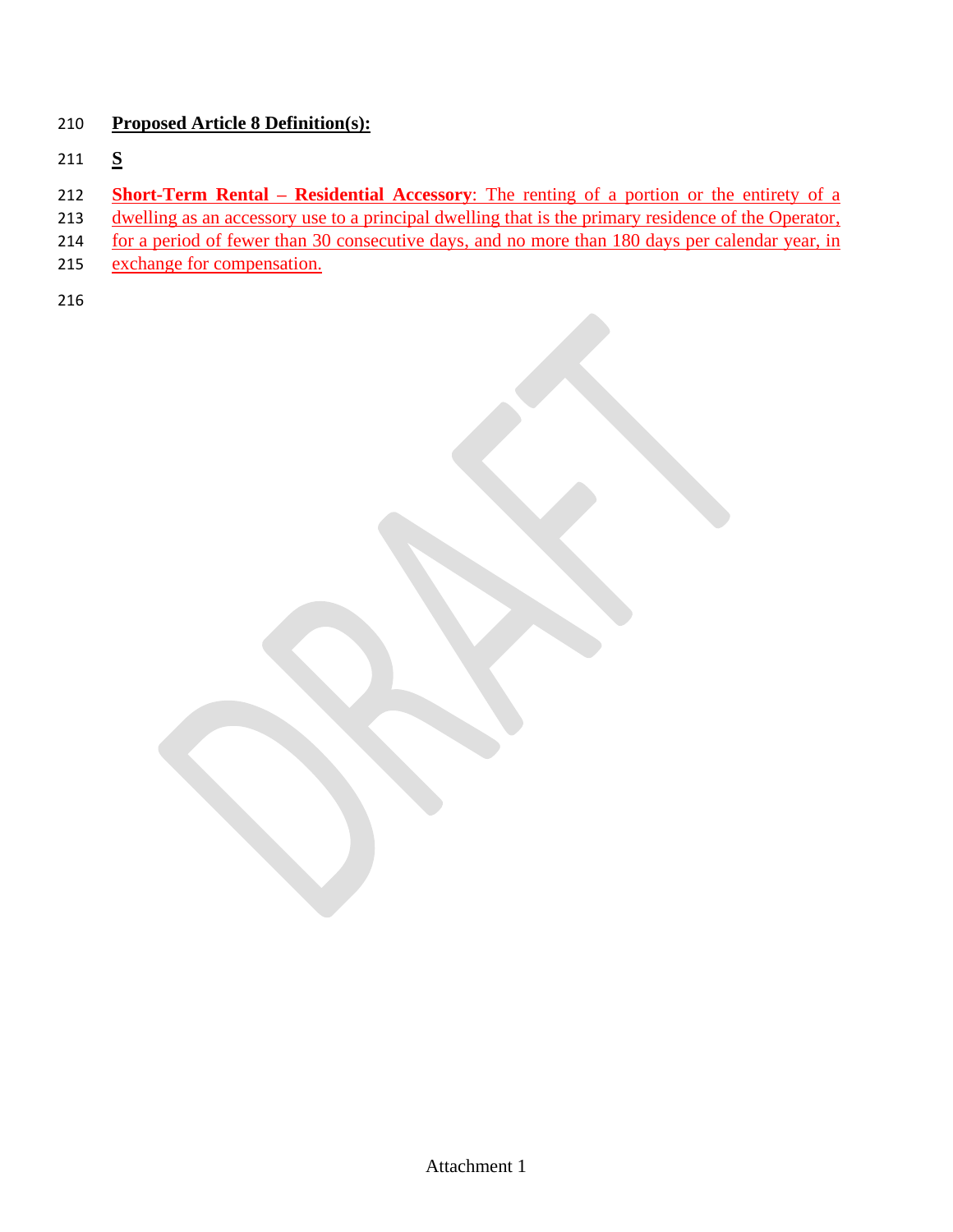**Proposed Article 8 Definition(s):**

**S**

**Short-Term Rental – Residential Accessory**: The renting of a portion or the entirety of a dwelling as an accessory use to a principal dwelling that is the primary residence of the Operator, for a period of fewer than 30 consecutive days, and no more than 180 days per calendar year, in exchange for compensation.

Attachment 1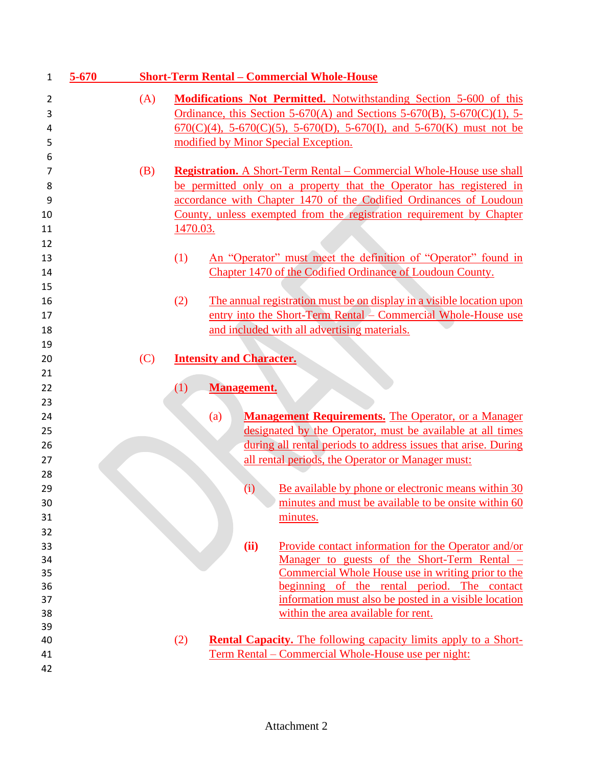**5-670 Short-Term Rental – Commercial Whole-House**

(A) **Modifications Not Permitted.** Notwithstanding Section 5-600 of this Ordinance, this Section 5-670(A) and Sections 5-670(B), 5-670(C)(1), 5-670(C)(4), 5-670(C)(5), 5-670(D), 5-670(I), and 5-670(K) must not be modified by Minor Special Exception.

(B) **Registration.** A Short-Term Rental – Commercial Whole-House use shall be permitted only on a property that the Operator has registered in accordance with Chapter 1470 of the Codified Ordinances of Loudoun County, unless exempted from the registration requirement by Chapter 1470.03.

(1) An "Operator" must meet the definition of "Operator" found in Chapter 1470 of the Codified Ordinance of Loudoun County.

(2) The annual registration must be on display in a visible location upon entry into the Short-Term Rental – Commercial Whole-House use and included with all advertising materials.

(C) **Intensity and Character.**

(1) **Management.**

(a) **Management Requirements.** The Operator, or a Manager designated by the Operator, must be available at all times during all rental periods to address issues that arise. During all rental periods, the Operator or Manager must:

(i) Be available by phone or electronic means within 30 minutes and must be available to be onsite within 60 minutes.

(ii) Provide contact information for the Operator and/or Manager to guests of the Short-Term Rental – Commercial Whole House use in writing prior to the beginning of the rental period. The contact information must also be posted in a visible location within the area available for rent.

(2) **Rental Capacity.** The following capacity limits apply to a Short-Term Rental – Commercial Whole-House use per night: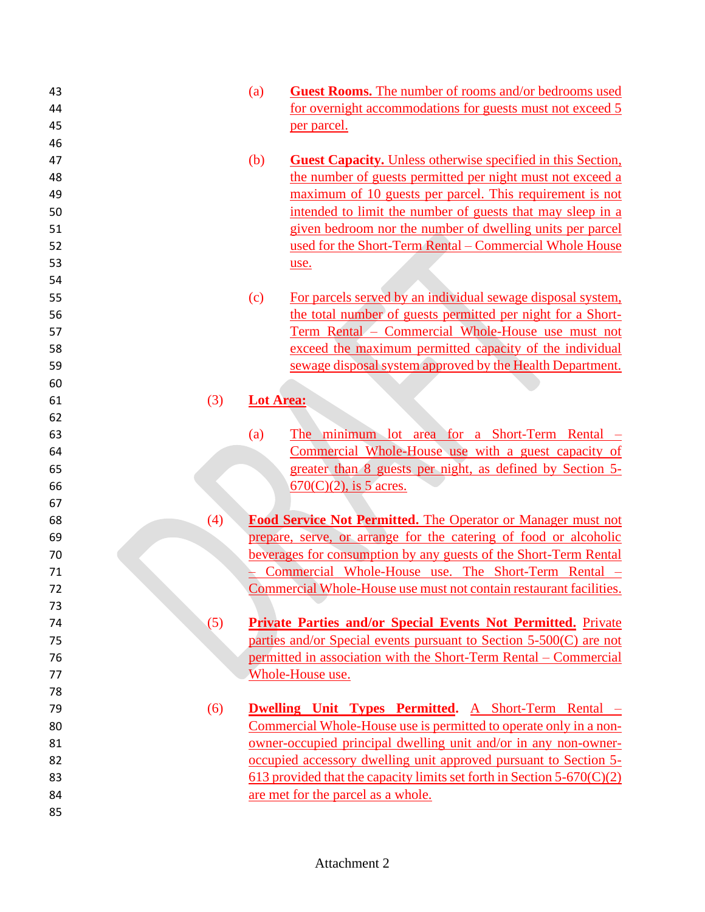(a) **Guest Rooms.** The number of rooms and/or bedrooms used for overnight accommodations for guests must not exceed 5 per parcel.

(b) **Guest Capacity.** Unless otherwise specified in this Section, the number of guests permitted per night must not exceed a maximum of 10 guests per parcel. This requirement is not intended to limit the number of guests that may sleep in a given bedroom nor the number of dwelling units per parcel used for the Short-Term Rental – Commercial Whole House use.

(c) For parcels served by an individual sewage disposal system, the total number of guests permitted per night for a Short-Term Rental – Commercial Whole-House use must not exceed the maximum permitted capacity of the individual sewage disposal system approved by the Health Department.

(3) **Lot Area:**

(a) The minimum lot area for a Short-Term Rental – Commercial Whole-House use with a guest capacity of greater than 8 guests per night, as defined by Section 5-670(C)(2), is 5 acres.

(4) **Food Service Not Permitted.** The Operator or Manager must not prepare, serve, or arrange for the catering of food or alcoholic beverages for consumption by any guests of the Short-Term Rental – Commercial Whole-House use. The Short-Term Rental – Commercial Whole-House use must not contain restaurant facilities.

(5) **Private Parties and/or Special Events Not Permitted.** Private parties and/or Special events pursuant to Section 5-500(C) are not permitted in association with the Short-Term Rental – Commercial Whole-House use.

(6) **Dwelling Unit Types Permitted.** A Short-Term Rental – Commercial Whole-House use is permitted to operate only in a non-owner-occupied principal dwelling unit and/or in any non-owner-occupied accessory dwelling unit approved pursuant to Section 5-613 provided that the capacity limits set forth in Section 5-670(C)(2) are met for the parcel as a whole.

Attachment 2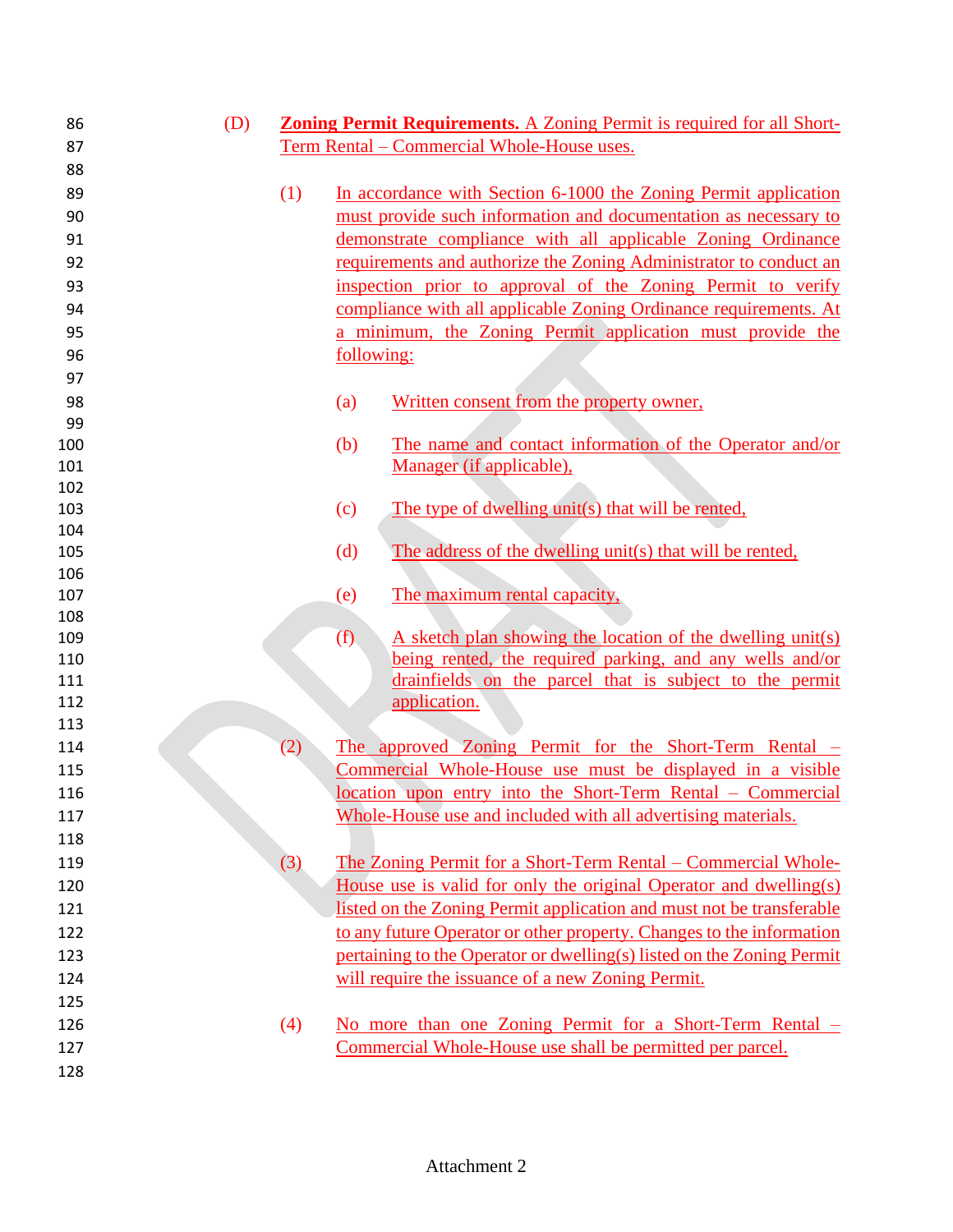(D) **Zoning Permit Requirements.** A Zoning Permit is required for all Short-Term Rental – Commercial Whole-House uses.

(1) In accordance with Section 6-1000 the Zoning Permit application must provide such information and documentation as necessary to demonstrate compliance with all applicable Zoning Ordinance requirements and authorize the Zoning Administrator to conduct an inspection prior to approval of the Zoning Permit to verify compliance with all applicable Zoning Ordinance requirements. At a minimum, the Zoning Permit application must provide the following:

(a) Written consent from the property owner,

(b) The name and contact information of the Operator and/or Manager (if applicable),

(c) The type of dwelling unit(s) that will be rented,

(d) The address of the dwelling unit(s) that will be rented,

(e) The maximum rental capacity,

(f) A sketch plan showing the location of the dwelling unit(s) being rented, the required parking, and any wells and/or drainfields on the parcel that is subject to the permit application.

(2) The approved Zoning Permit for the Short-Term Rental – Commercial Whole-House use must be displayed in a visible location upon entry into the Short-Term Rental – Commercial Whole-House use and included with all advertising materials.

(3) The Zoning Permit for a Short-Term Rental – Commercial Whole-House use is valid for only the original Operator and dwelling(s) listed on the Zoning Permit application and must not be transferable to any future Operator or other property. Changes to the information pertaining to the Operator or dwelling(s) listed on the Zoning Permit will require the issuance of a new Zoning Permit.

(4) No more than one Zoning Permit for a Short-Term Rental – Commercial Whole-House use shall be permitted per parcel.

Attachment 2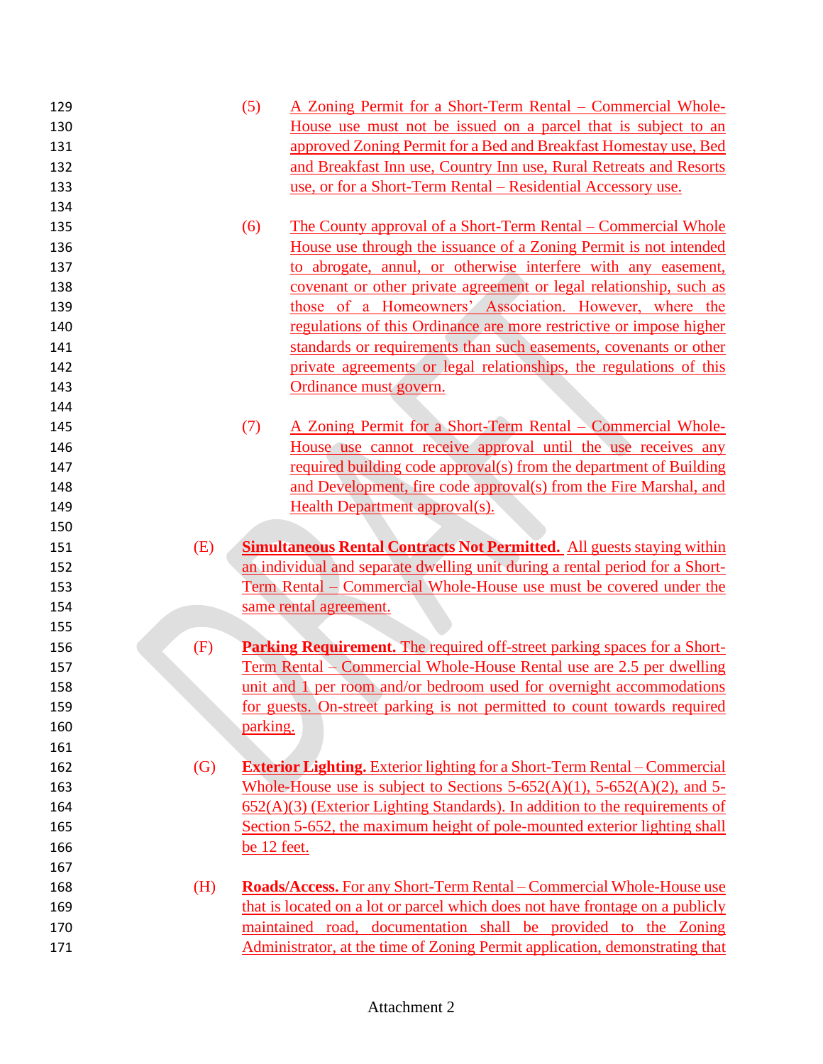(5) A Zoning Permit for a Short-Term Rental – Commercial Whole-House use must not be issued on a parcel that is subject to an approved Zoning Permit for a Bed and Breakfast Homestay use, Bed and Breakfast Inn use, Country Inn use, Rural Retreats and Resorts use, or for a Short-Term Rental – Residential Accessory use.

(6) The County approval of a Short-Term Rental – Commercial Whole House use through the issuance of a Zoning Permit is not intended to abrogate, annul, or otherwise interfere with any easement, covenant or other private agreement or legal relationship, such as those of a Homeowners' Association. However, where the regulations of this Ordinance are more restrictive or impose higher standards or requirements than such easements, covenants or other private agreements or legal relationships, the regulations of this Ordinance must govern.

(7) A Zoning Permit for a Short-Term Rental – Commercial Whole-House use cannot receive approval until the use receives any required building code approval(s) from the department of Building and Development, fire code approval(s) from the Fire Marshal, and Health Department approval(s).

(E) **Simultaneous Rental Contracts Not Permitted.** All guests staying within an individual and separate dwelling unit during a rental period for a Short-Term Rental – Commercial Whole-House use must be covered under the same rental agreement.

(F) **Parking Requirement.** The required off-street parking spaces for a Short-Term Rental – Commercial Whole-House Rental use are 2.5 per dwelling unit and 1 per room and/or bedroom used for overnight accommodations for guests. On-street parking is not permitted to count towards required parking.

(G) **Exterior Lighting.** Exterior lighting for a Short-Term Rental – Commercial Whole-House use is subject to Sections 5-652(A)(1), 5-652(A)(2), and 5-652(A)(3) (Exterior Lighting Standards). In addition to the requirements of Section 5-652, the maximum height of pole-mounted exterior lighting shall be 12 feet.

(H) **Roads/Access.** For any Short-Term Rental – Commercial Whole-House use that is located on a lot or parcel which does not have frontage on a publicly maintained road, documentation shall be provided to the Zoning Administrator, at the time of Zoning Permit application, demonstrating that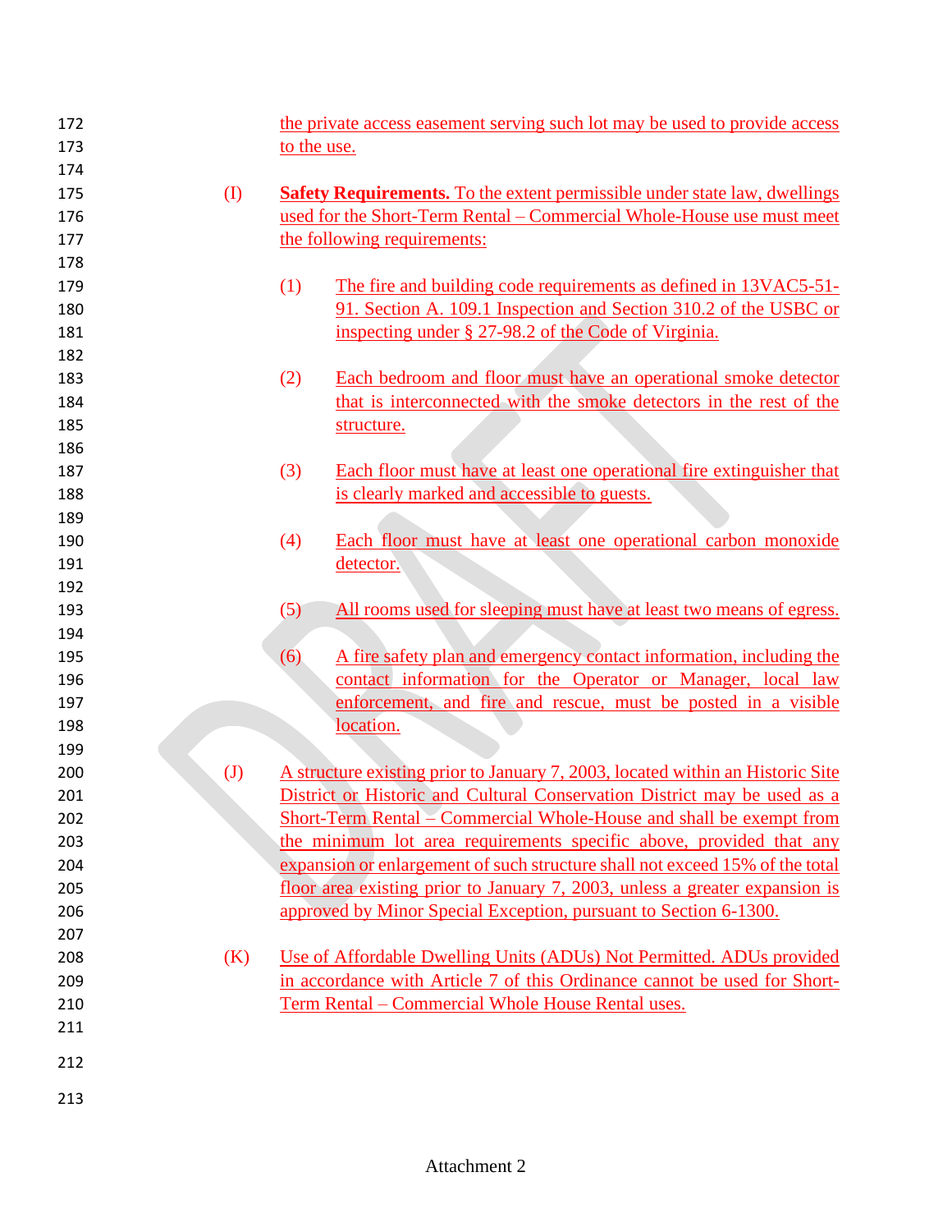the private access easement serving such lot may be used to provide access to the use.

(I) **Safety Requirements.** To the extent permissible under state law, dwellings used for the Short-Term Rental – Commercial Whole-House use must meet the following requirements:

(1) The fire and building code requirements as defined in 13VAC5-51-91. Section A. 109.1 Inspection and Section 310.2 of the USBC or inspecting under § 27-98.2 of the Code of Virginia.

(2) Each bedroom and floor must have an operational smoke detector that is interconnected with the smoke detectors in the rest of the structure.

(3) Each floor must have at least one operational fire extinguisher that is clearly marked and accessible to guests.

(4) Each floor must have at least one operational carbon monoxide detector.

(5) All rooms used for sleeping must have at least two means of egress.

(6) A fire safety plan and emergency contact information, including the contact information for the Operator or Manager, local law enforcement, and fire and rescue, must be posted in a visible location.

(J) A structure existing prior to January 7, 2003, located within an Historic Site District or Historic and Cultural Conservation District may be used as a Short-Term Rental – Commercial Whole-House and shall be exempt from the minimum lot area requirements specific above, provided that any expansion or enlargement of such structure shall not exceed 15% of the total floor area existing prior to January 7, 2003, unless a greater expansion is approved by Minor Special Exception, pursuant to Section 6-1300.

(K) Use of Affordable Dwelling Units (ADUs) Not Permitted. ADUs provided in accordance with Article 7 of this Ordinance cannot be used for Short-Term Rental – Commercial Whole House Rental uses.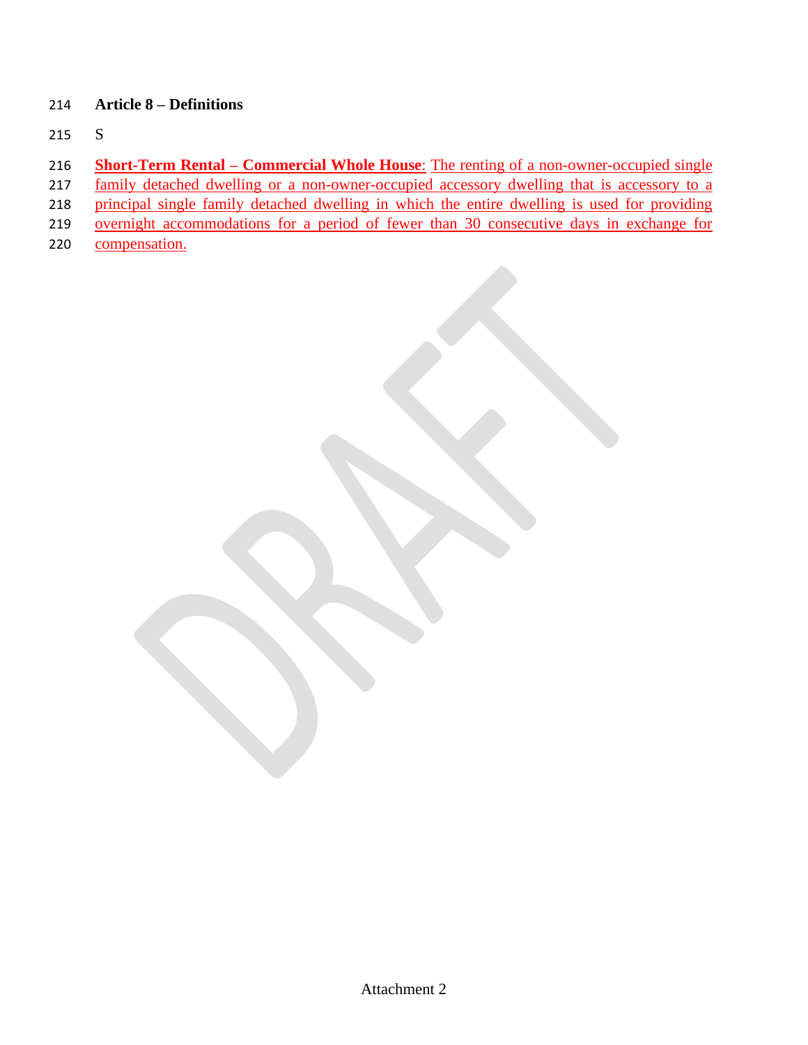**Article 8 – Definitions**

S

**Short-Term Rental – Commercial Whole House**: The renting of a non-owner-occupied single family detached dwelling or a non-owner-occupied accessory dwelling that is accessory to a principal single family detached dwelling in which the entire dwelling is used for providing overnight accommodations for a period of fewer than 30 consecutive days in exchange for compensation.

Attachment 2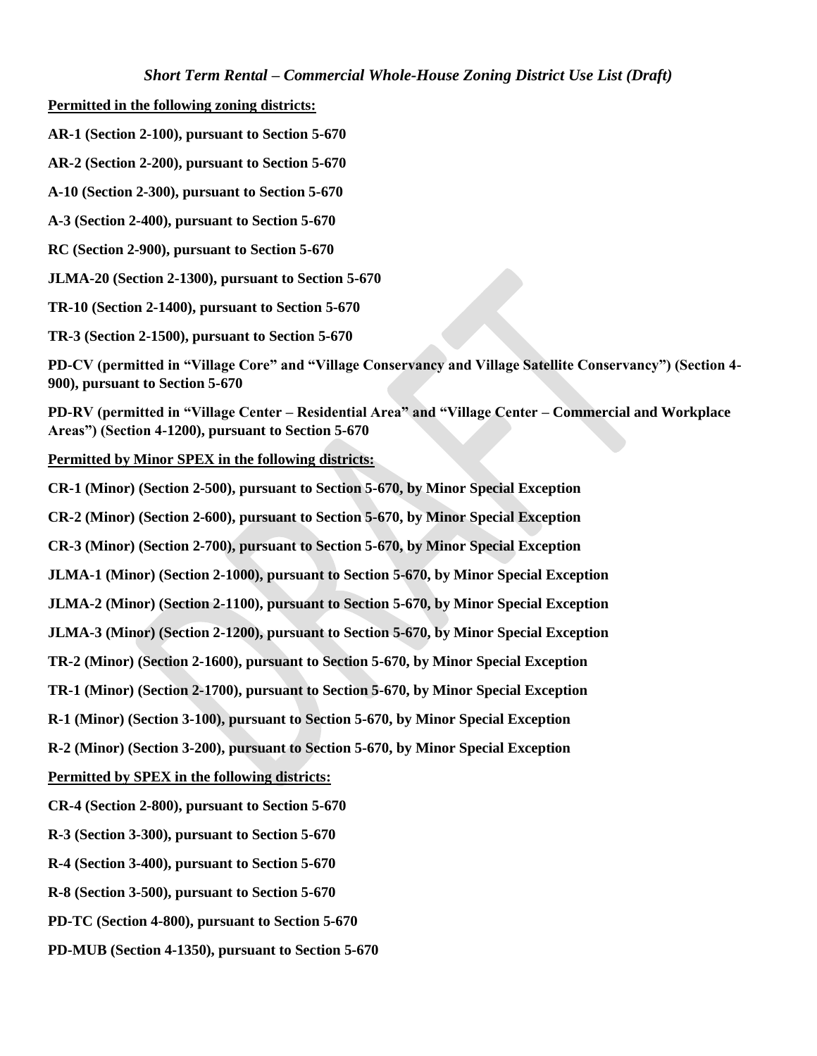*Short Term Rental – Commercial Whole-House Zoning District Use List (Draft)*

**Permitted in the following zoning districts:**

**AR-1 (Section 2-100), pursuant to Section 5-670**

**AR-2 (Section 2-200), pursuant to Section 5-670**

**A-10 (Section 2-300), pursuant to Section 5-670**

**A-3 (Section 2-400), pursuant to Section 5-670**

**RC (Section 2-900), pursuant to Section 5-670**

**JLMA-20 (Section 2-1300), pursuant to Section 5-670**

**TR-10 (Section 2-1400), pursuant to Section 5-670**

**TR-3 (Section 2-1500), pursuant to Section 5-670**

**PD-CV (permitted in "Village Core" and "Village Conservancy and Village Satellite Conservancy") (Section 4-900), pursuant to Section 5-670**

**PD-RV (permitted in "Village Center – Residential Area" and "Village Center – Commercial and Workplace Areas") (Section 4-1200), pursuant to Section 5-670**

**Permitted by Minor SPEX in the following districts:**

**CR-1 (Minor) (Section 2-500), pursuant to Section 5-670, by Minor Special Exception**

**CR-2 (Minor) (Section 2-600), pursuant to Section 5-670, by Minor Special Exception**

**CR-3 (Minor) (Section 2-700), pursuant to Section 5-670, by Minor Special Exception**

**JLMA-1 (Minor) (Section 2-1000), pursuant to Section 5-670, by Minor Special Exception**

**JLMA-2 (Minor) (Section 2-1100), pursuant to Section 5-670, by Minor Special Exception**

**JLMA-3 (Minor) (Section 2-1200), pursuant to Section 5-670, by Minor Special Exception**

**TR-2 (Minor) (Section 2-1600), pursuant to Section 5-670, by Minor Special Exception**

**TR-1 (Minor) (Section 2-1700), pursuant to Section 5-670, by Minor Special Exception**

**R-1 (Minor) (Section 3-100), pursuant to Section 5-670, by Minor Special Exception**

**R-2 (Minor) (Section 3-200), pursuant to Section 5-670, by Minor Special Exception**

**Permitted by SPEX in the following districts:**

**CR-4 (Section 2-800), pursuant to Section 5-670**

**R-3 (Section 3-300), pursuant to Section 5-670**

**R-4 (Section 3-400), pursuant to Section 5-670**

**R-8 (Section 3-500), pursuant to Section 5-670**

**PD-TC (Section 4-800), pursuant to Section 5-670**

**PD-MUB (Section 4-1350), pursuant to Section 5-670**